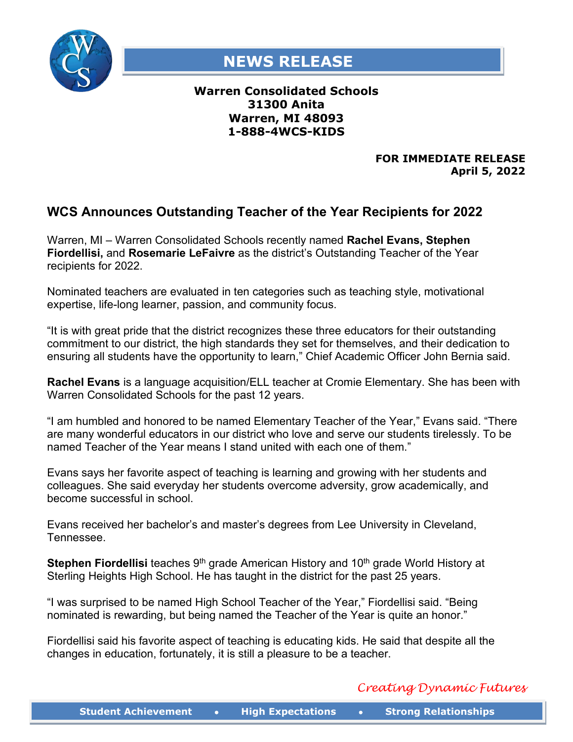# NEWS RELEASE

**Warren Consolidated Schools**
**31300 Anita**
**Warren, MI 48093**
**1-888-4WCS-KIDS**

**FOR IMMEDIATE RELEASE**
**April 5, 2022**

## WCS Announces Outstanding Teacher of the Year Recipients for 2022

Warren, MI – Warren Consolidated Schools recently named **Rachel Evans, Stephen Fiordellisi,** and **Rosemarie LeFaivre** as the district's Outstanding Teacher of the Year recipients for 2022.

Nominated teachers are evaluated in ten categories such as teaching style, motivational expertise, life-long learner, passion, and community focus.

"It is with great pride that the district recognizes these three educators for their outstanding commitment to our district, the high standards they set for themselves, and their dedication to ensuring all students have the opportunity to learn," Chief Academic Officer John Bernia said.

**Rachel Evans** is a language acquisition/ELL teacher at Cromie Elementary. She has been with Warren Consolidated Schools for the past 12 years.

"I am humbled and honored to be named Elementary Teacher of the Year," Evans said. "There are many wonderful educators in our district who love and serve our students tirelessly. To be named Teacher of the Year means I stand united with each one of them."

Evans says her favorite aspect of teaching is learning and growing with her students and colleagues. She said everyday her students overcome adversity, grow academically, and become successful in school.

Evans received her bachelor's and master's degrees from Lee University in Cleveland, Tennessee.

**Stephen Fiordellisi** teaches 9th grade American History and 10th grade World History at Sterling Heights High School. He has taught in the district for the past 25 years.

"I was surprised to be named High School Teacher of the Year," Fiordellisi said. "Being nominated is rewarding, but being named the Teacher of the Year is quite an honor."

Fiordellisi said his favorite aspect of teaching is educating kids. He said that despite all the changes in education, fortunately, it is still a pleasure to be a teacher.

*Creating Dynamic Futures*

**Student Achievement • High Expectations • Strong Relationships**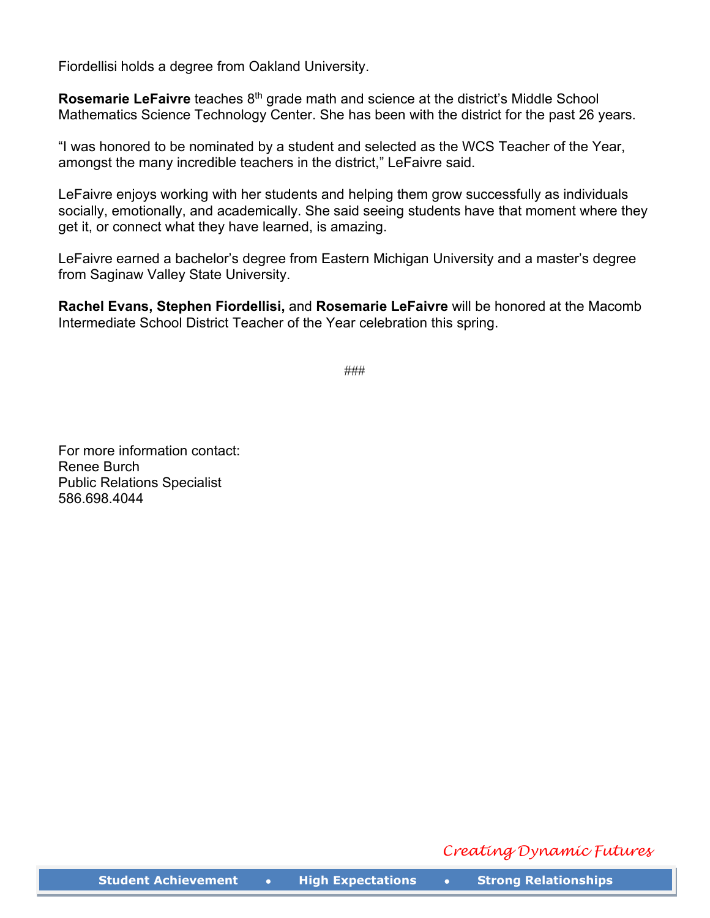Fiordellisi holds a degree from Oakland University.

**Rosemarie LeFaivre** teaches 8th grade math and science at the district's Middle School Mathematics Science Technology Center. She has been with the district for the past 26 years.

"I was honored to be nominated by a student and selected as the WCS Teacher of the Year, amongst the many incredible teachers in the district," LeFaivre said.

LeFaivre enjoys working with her students and helping them grow successfully as individuals socially, emotionally, and academically. She said seeing students have that moment where they get it, or connect what they have learned, is amazing.

LeFaivre earned a bachelor's degree from Eastern Michigan University and a master's degree from Saginaw Valley State University.

**Rachel Evans, Stephen Fiordellisi,** and **Rosemarie LeFaivre** will be honored at the Macomb Intermediate School District Teacher of the Year celebration this spring.

###

For more information contact:
Renee Burch
Public Relations Specialist
586.698.4044

*Creating Dynamic Futures*

**Student Achievement • High Expectations • Strong Relationships**